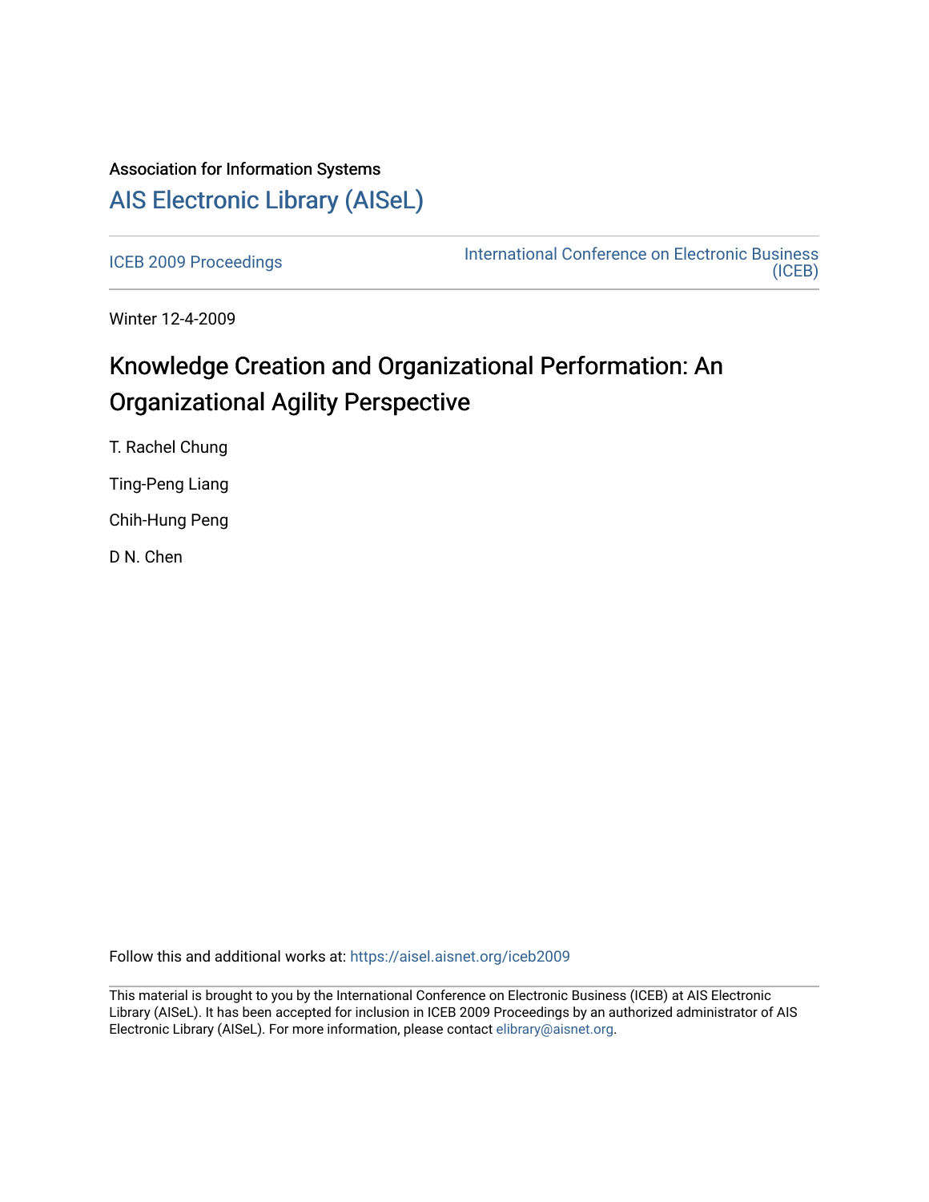Association for Information Systems

# AIS Electronic Library (AISeL)

ICEB 2009 Proceedings

International Conference on Electronic Business (ICEB)

Winter 12-4-2009

## Knowledge Creation and Organizational Performation: An Organizational Agility Perspective

T. Rachel Chung

Ting-Peng Liang

Chih-Hung Peng

D N. Chen

Follow this and additional works at: https://aisel.aisnet.org/iceb2009

This material is brought to you by the International Conference on Electronic Business (ICEB) at AIS Electronic Library (AISeL). It has been accepted for inclusion in ICEB 2009 Proceedings by an authorized administrator of AIS Electronic Library (AISeL). For more information, please contact elibrary@aisnet.org.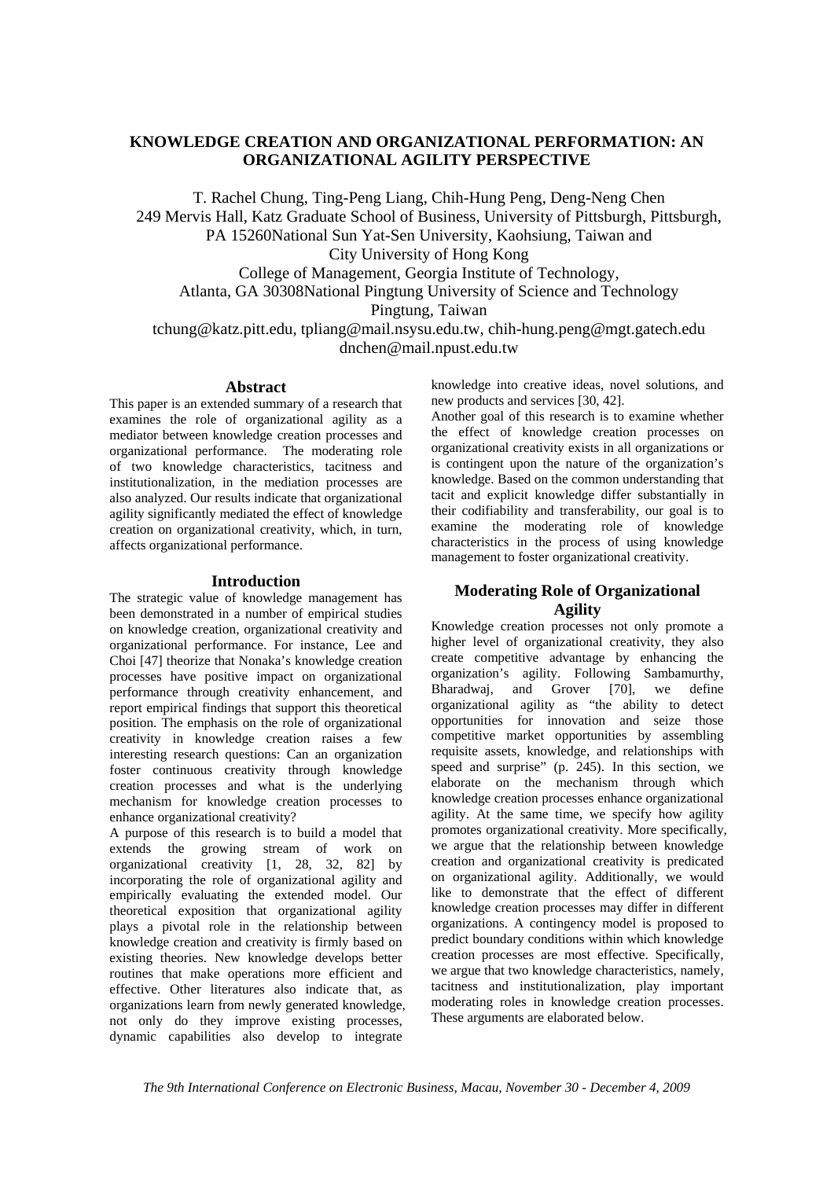# KNOWLEDGE CREATION AND ORGANIZATIONAL PERFORMATION: AN ORGANIZATIONAL AGILITY PERSPECTIVE

T. Rachel Chung, Ting-Peng Liang, Chih-Hung Peng, Deng-Neng Chen
249 Mervis Hall, Katz Graduate School of Business, University of Pittsburgh, Pittsburgh, PA 15260National Sun Yat-Sen University, Kaohsiung, Taiwan and City University of Hong Kong
College of Management, Georgia Institute of Technology, Atlanta, GA 30308National Pingtung University of Science and Technology Pingtung, Taiwan
tchung@katz.pitt.edu, tpliang@mail.nsysu.edu.tw, chih-hung.peng@mgt.gatech.edu dnchen@mail.npust.edu.tw

## Abstract

This paper is an extended summary of a research that examines the role of organizational agility as a mediator between knowledge creation processes and organizational performance. The moderating role of two knowledge characteristics, tacitness and institutionalization, in the mediation processes are also analyzed. Our results indicate that organizational agility significantly mediated the effect of knowledge creation on organizational creativity, which, in turn, affects organizational performance.

## Introduction

The strategic value of knowledge management has been demonstrated in a number of empirical studies on knowledge creation, organizational creativity and organizational performance. For instance, Lee and Choi [47] theorize that Nonaka's knowledge creation processes have positive impact on organizational performance through creativity enhancement, and report empirical findings that support this theoretical position. The emphasis on the role of organizational creativity in knowledge creation raises a few interesting research questions: Can an organization foster continuous creativity through knowledge creation processes and what is the underlying mechanism for knowledge creation processes to enhance organizational creativity?

A purpose of this research is to build a model that extends the growing stream of work on organizational creativity [1, 28, 32, 82] by incorporating the role of organizational agility and empirically evaluating the extended model. Our theoretical exposition that organizational agility plays a pivotal role in the relationship between knowledge creation and creativity is firmly based on existing theories. New knowledge develops better routines that make operations more efficient and effective. Other literatures also indicate that, as organizations learn from newly generated knowledge, not only do they improve existing processes, dynamic capabilities also develop to integrate knowledge into creative ideas, novel solutions, and new products and services [30, 42].

Another goal of this research is to examine whether the effect of knowledge creation processes on organizational creativity exists in all organizations or is contingent upon the nature of the organization's knowledge. Based on the common understanding that tacit and explicit knowledge differ substantially in their codifiability and transferability, our goal is to examine the moderating role of knowledge characteristics in the process of using knowledge management to foster organizational creativity.

## Moderating Role of Organizational Agility

Knowledge creation processes not only promote a higher level of organizational creativity, they also create competitive advantage by enhancing the organization's agility. Following Sambamurthy, Bharadwaj, and Grover [70], we define organizational agility as "the ability to detect opportunities for innovation and seize those competitive market opportunities by assembling requisite assets, knowledge, and relationships with speed and surprise" (p. 245). In this section, we elaborate on the mechanism through which knowledge creation processes enhance organizational agility. At the same time, we specify how agility promotes organizational creativity. More specifically, we argue that the relationship between knowledge creation and organizational creativity is predicated on organizational agility. Additionally, we would like to demonstrate that the effect of different knowledge creation processes may differ in different organizations. A contingency model is proposed to predict boundary conditions within which knowledge creation processes are most effective. Specifically, we argue that two knowledge characteristics, namely, tacitness and institutionalization, play important moderating roles in knowledge creation processes. These arguments are elaborated below.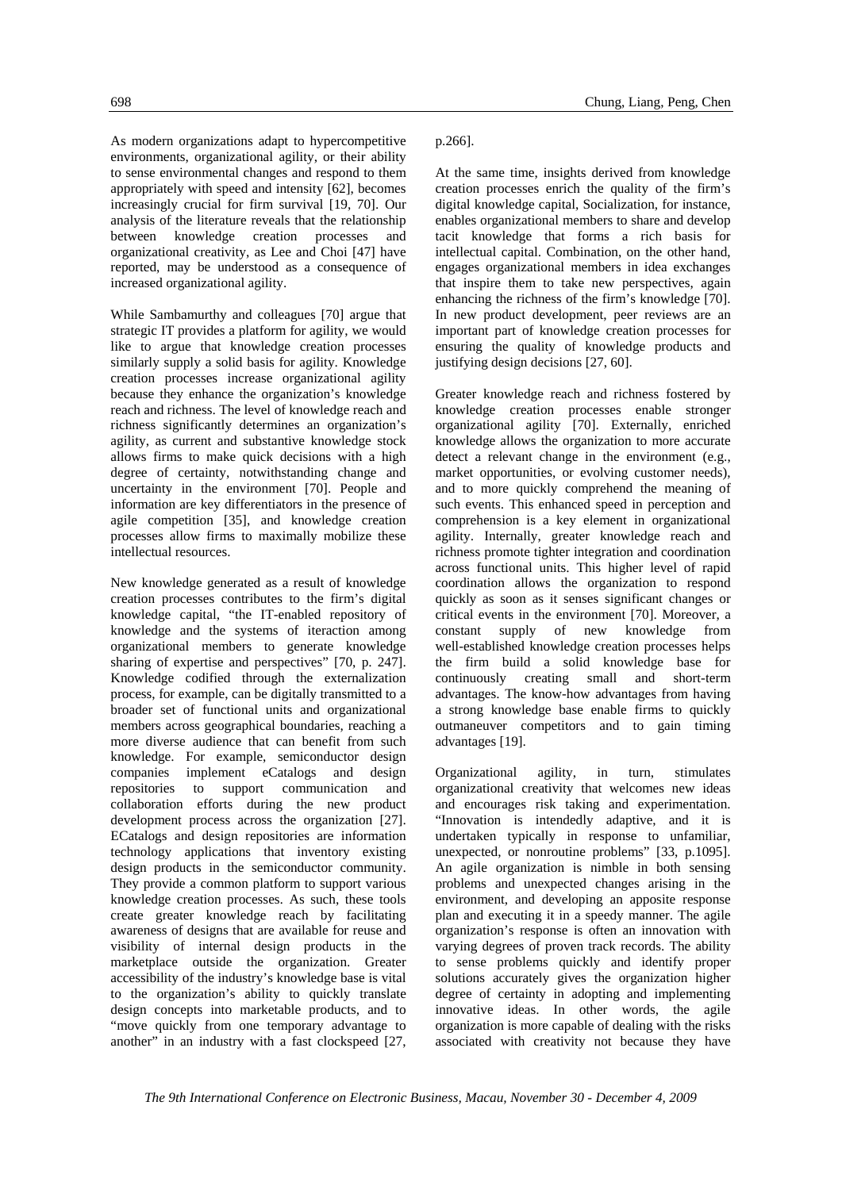As modern organizations adapt to hypercompetitive environments, organizational agility, or their ability to sense environmental changes and respond to them appropriately with speed and intensity [62], becomes increasingly crucial for firm survival [19, 70]. Our analysis of the literature reveals that the relationship between knowledge creation processes and organizational creativity, as Lee and Choi [47] have reported, may be understood as a consequence of increased organizational agility.

While Sambamurthy and colleagues [70] argue that strategic IT provides a platform for agility, we would like to argue that knowledge creation processes similarly supply a solid basis for agility. Knowledge creation processes increase organizational agility because they enhance the organization's knowledge reach and richness. The level of knowledge reach and richness significantly determines an organization's agility, as current and substantive knowledge stock allows firms to make quick decisions with a high degree of certainty, notwithstanding change and uncertainty in the environment [70]. People and information are key differentiators in the presence of agile competition [35], and knowledge creation processes allow firms to maximally mobilize these intellectual resources.

New knowledge generated as a result of knowledge creation processes contributes to the firm's digital knowledge capital, "the IT-enabled repository of knowledge and the systems of iteraction among organizational members to generate knowledge sharing of expertise and perspectives" [70, p. 247]. Knowledge codified through the externalization process, for example, can be digitally transmitted to a broader set of functional units and organizational members across geographical boundaries, reaching a more diverse audience that can benefit from such knowledge. For example, semiconductor design companies implement eCatalogs and design repositories to support communication and collaboration efforts during the new product development process across the organization [27]. ECatalogs and design repositories are information technology applications that inventory existing design products in the semiconductor community. They provide a common platform to support various knowledge creation processes. As such, these tools create greater knowledge reach by facilitating awareness of designs that are available for reuse and visibility of internal design products in the marketplace outside the organization. Greater accessibility of the industry's knowledge base is vital to the organization's ability to quickly translate design concepts into marketable products, and to "move quickly from one temporary advantage to another" in an industry with a fast clockspeed [27, p.266].

At the same time, insights derived from knowledge creation processes enrich the quality of the firm's digital knowledge capital, Socialization, for instance, enables organizational members to share and develop tacit knowledge that forms a rich basis for intellectual capital. Combination, on the other hand, engages organizational members in idea exchanges that inspire them to take new perspectives, again enhancing the richness of the firm's knowledge [70]. In new product development, peer reviews are an important part of knowledge creation processes for ensuring the quality of knowledge products and justifying design decisions [27, 60].

Greater knowledge reach and richness fostered by knowledge creation processes enable stronger organizational agility [70]. Externally, enriched knowledge allows the organization to more accurate detect a relevant change in the environment (e.g., market opportunities, or evolving customer needs), and to more quickly comprehend the meaning of such events. This enhanced speed in perception and comprehension is a key element in organizational agility. Internally, greater knowledge reach and richness promote tighter integration and coordination across functional units. This higher level of rapid coordination allows the organization to respond quickly as soon as it senses significant changes or critical events in the environment [70]. Moreover, a constant supply of new knowledge from well-established knowledge creation processes helps the firm build a solid knowledge base for continuously creating small and short-term advantages. The know-how advantages from having a strong knowledge base enable firms to quickly outmaneuver competitors and to gain timing advantages [19].

Organizational agility, in turn, stimulates organizational creativity that welcomes new ideas and encourages risk taking and experimentation. "Innovation is intendedly adaptive, and it is undertaken typically in response to unfamiliar, unexpected, or nonroutine problems" [33, p.1095]. An agile organization is nimble in both sensing problems and unexpected changes arising in the environment, and developing an apposite response plan and executing it in a speedy manner. The agile organization's response is often an innovation with varying degrees of proven track records. The ability to sense problems quickly and identify proper solutions accurately gives the organization higher degree of certainty in adopting and implementing innovative ideas. In other words, the agile organization is more capable of dealing with the risks associated with creativity not because they have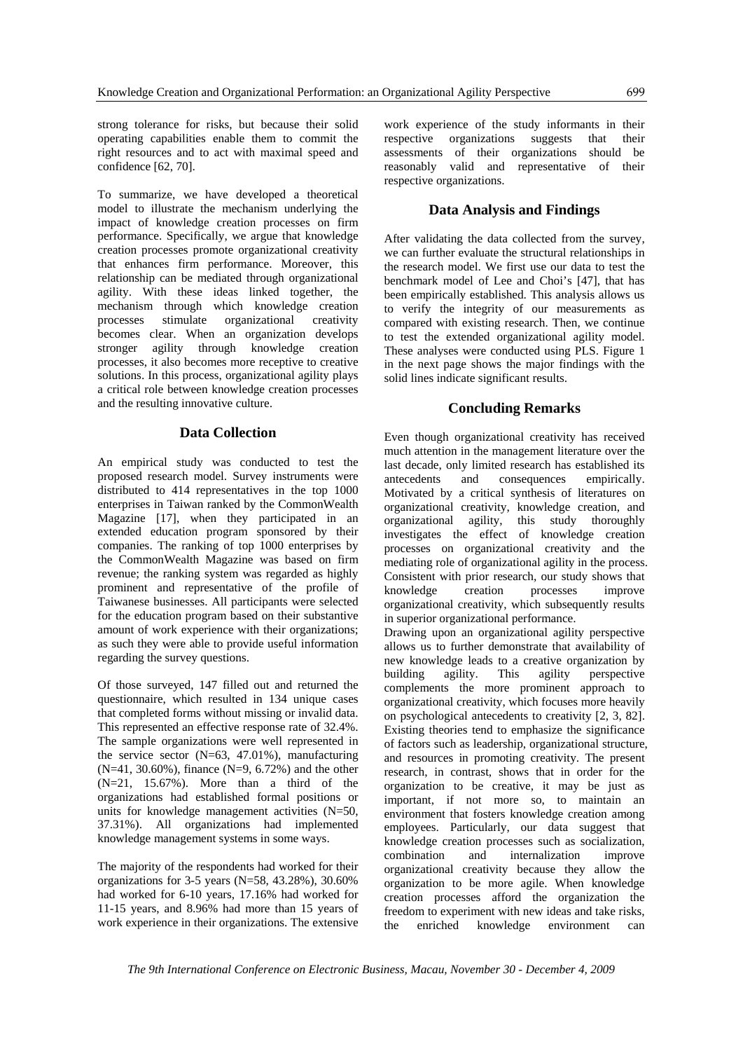strong tolerance for risks, but because their solid operating capabilities enable them to commit the right resources and to act with maximal speed and confidence [62, 70].

To summarize, we have developed a theoretical model to illustrate the mechanism underlying the impact of knowledge creation processes on firm performance. Specifically, we argue that knowledge creation processes promote organizational creativity that enhances firm performance. Moreover, this relationship can be mediated through organizational agility. With these ideas linked together, the mechanism through which knowledge creation processes stimulate organizational creativity becomes clear. When an organization develops stronger agility through knowledge creation processes, it also becomes more receptive to creative solutions. In this process, organizational agility plays a critical role between knowledge creation processes and the resulting innovative culture.

## Data Collection

An empirical study was conducted to test the proposed research model. Survey instruments were distributed to 414 representatives in the top 1000 enterprises in Taiwan ranked by the CommonWealth Magazine [17], when they participated in an extended education program sponsored by their companies. The ranking of top 1000 enterprises by the CommonWealth Magazine was based on firm revenue; the ranking system was regarded as highly prominent and representative of the profile of Taiwanese businesses. All participants were selected for the education program based on their substantive amount of work experience with their organizations; as such they were able to provide useful information regarding the survey questions.

Of those surveyed, 147 filled out and returned the questionnaire, which resulted in 134 unique cases that completed forms without missing or invalid data. This represented an effective response rate of 32.4%. The sample organizations were well represented in the service sector (N=63, 47.01%), manufacturing (N=41, 30.60%), finance (N=9, 6.72%) and the other (N=21, 15.67%). More than a third of the organizations had established formal positions or units for knowledge management activities (N=50, 37.31%). All organizations had implemented knowledge management systems in some ways.

The majority of the respondents had worked for their organizations for 3-5 years (N=58, 43.28%), 30.60% had worked for 6-10 years, 17.16% had worked for 11-15 years, and 8.96% had more than 15 years of work experience in their organizations. The extensive work experience of the study informants in their respective organizations suggests that their assessments of their organizations should be reasonably valid and representative of their respective organizations.

## Data Analysis and Findings

After validating the data collected from the survey, we can further evaluate the structural relationships in the research model. We first use our data to test the benchmark model of Lee and Choi's [47], that has been empirically established. This analysis allows us to verify the integrity of our measurements as compared with existing research. Then, we continue to test the extended organizational agility model. These analyses were conducted using PLS. Figure 1 in the next page shows the major findings with the solid lines indicate significant results.

## Concluding Remarks

Even though organizational creativity has received much attention in the management literature over the last decade, only limited research has established its antecedents and consequences empirically. Motivated by a critical synthesis of literatures on organizational creativity, knowledge creation, and organizational agility, this study thoroughly investigates the effect of knowledge creation processes on organizational creativity and the mediating role of organizational agility in the process. Consistent with prior research, our study shows that knowledge creation processes improve organizational creativity, which subsequently results in superior organizational performance.

Drawing upon an organizational agility perspective allows us to further demonstrate that availability of new knowledge leads to a creative organization by building agility. This agility perspective complements the more prominent approach to organizational creativity, which focuses more heavily on psychological antecedents to creativity [2, 3, 82]. Existing theories tend to emphasize the significance of factors such as leadership, organizational structure, and resources in promoting creativity. The present research, in contrast, shows that in order for the organization to be creative, it may be just as important, if not more so, to maintain an environment that fosters knowledge creation among employees. Particularly, our data suggest that knowledge creation processes such as socialization, combination and internalization improve organizational creativity because they allow the organization to be more agile. When knowledge creation processes afford the organization the freedom to experiment with new ideas and take risks, the enriched knowledge environment can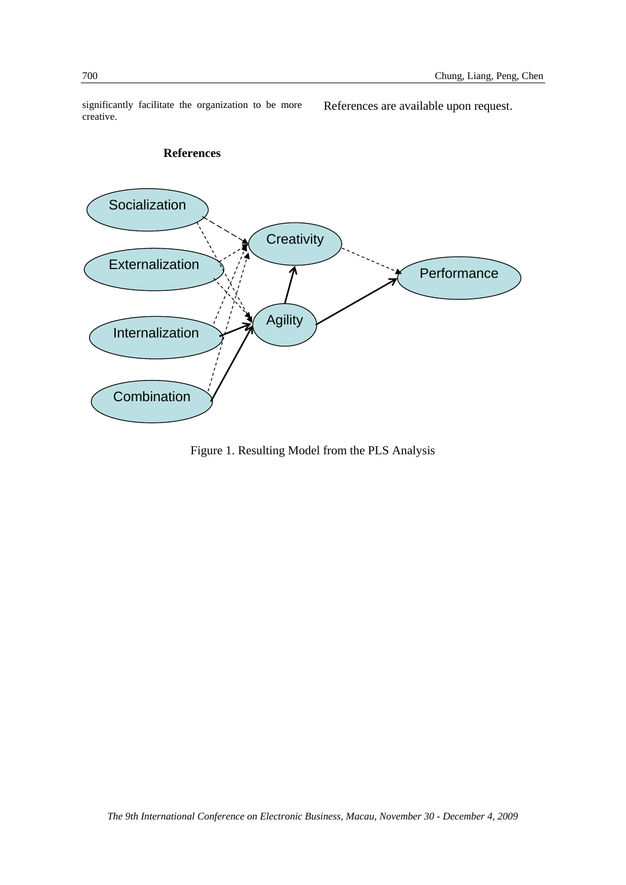significantly facilitate the organization to be more creative.

## References

References are available upon request.

Socialization

Externalization

Internalization

Combination

Creativity

Agility

Performance

Figure 1. Resulting Model from the PLS Analysis